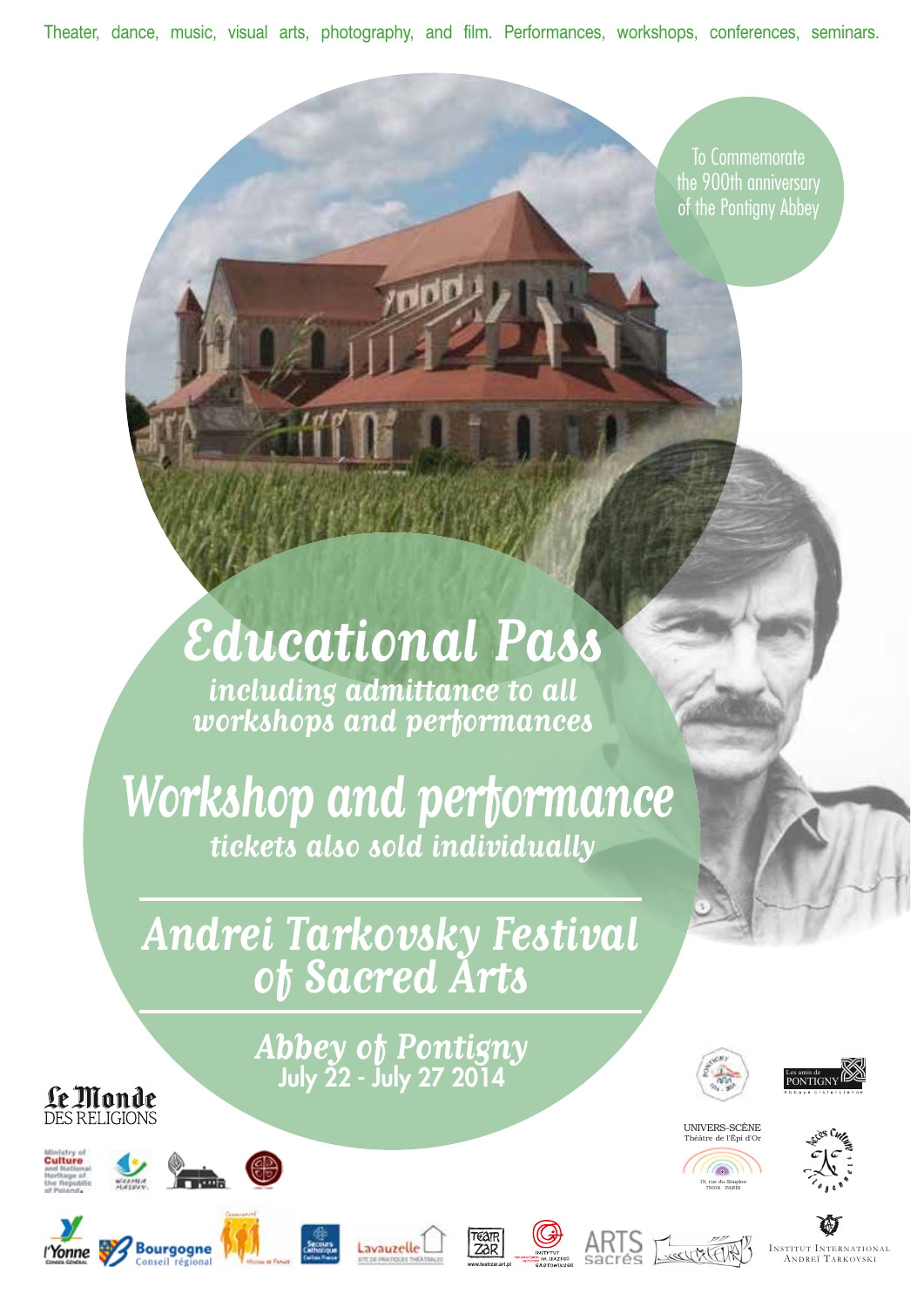Theater, dance, music, visual arts, photography, and film. Performances, workshops, conferences, seminars.

To Commemorate the 900th anniversary of the Pontigny Abbey

# *Educational Pass*

*including admittance to all workshops and performances*

## *Workshop and performance*

*tickets also sold individually*

---

## *Andrei Tarkovsky Festival of Sacred Arts*

---

*Abbey of Pontigny*
**July 22 - July 27 2014**

Le Monde DES RELIGIONS

Ministry of Culture and National Heritage of the Republic of Poland

l'Yonne Conseil Général

Bourgogne Conseil régional

Mission de France

Secours Catholique Caritas France

Lavauzelle Site de pratiques théâtrales

Teatr ZAR www.teatrzar.art.pl

Instytut im. Jerzego Grotowskiego

ARTS sacrés

Les amis de PONTIGNY Abbaye cistercienne

UNIVERS-SCÈNE Théâtre de l'Épi d'Or 19, rue du Simplon 75018 PARIS

Accès Culture

Institut International Andreï Tarkovski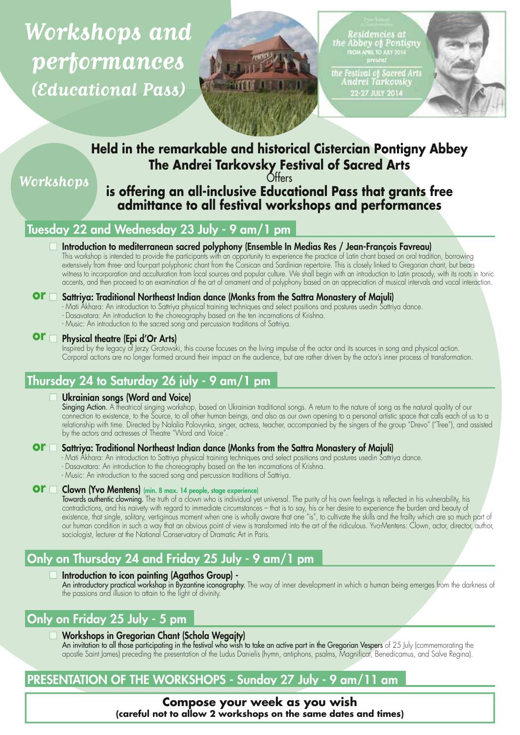# Workshops and performances
## (Educational Pass)

Residencies at the Abbey of Pontigny
FROM APRIL TO JULY 2014
present
the Festival of Sacred Arts Andrei Tarkovsky
22-27 JULY 2014

**Held in the remarkable and historical Cistercian Pontigny Abbey**
**The Andrei Tarkovsky Festival of Sacred Arts**
Offers
**is offering an all-inclusive Educational Pass that grants free admittance to all festival workshops and performances**

## Workshops

### Tuesday 22 and Wednesday 23 July - 9 am/1 pm

☐ **Introduction to mediterranean sacred polyphony (Ensemble In Medias Res / Jean-François Favreau)**
This workshop is intended to provide the participants with an opportunity to experience the practice of Latin chant based on oral tradition, borrowing extensively from three- and four-part polyphonic chant from the Corsican and Sardinian repertoire. This is closely linked to Gregorian chant, but bears witness to incorporation and acculturation from local sources and popular culture. We shall begin with an introduction to Latin prosody, with its roots in tonic accents, and then proceed to an examination of the art of ornament and of polyphony based on an appreciation of musical intervals and vocal interaction.

**or** ☐ **Sattriya: Traditional Northeast Indian dance (Monks from the Sattra Monastery of Majuli)**
- Mati Akhara: An introduction to Sattriya physical training techniques and select positions and postures usedin Sattriya dance.
- Dasavatara: An introduction to the choreography based on the ten incarnations of Krishna.
- Music: An introduction to the sacred song and percussion traditions of Sattriya.

**or** ☐ **Physical theatre (Epi d'Or Arts)**
Inspired by the legacy of Jerzy Grotowski, this course focuses on the living impulse of the actor and its sources in song and physical action. Corporal actions are no longer formed around their impact on the audience, but are rather driven by the actor's inner process of transformation.

### Thursday 24 to Saturday 26 july - 9 am/1 pm

☐ **Ukrainian songs (Word and Voice)**
**Singing Action.** A theatrical singing workshop, based on Ukrainian traditional songs. A return to the nature of song as the natural quality of our connection to existence, to the Source, to all other human beings, and also as our own opening to a personal artistic space that calls each of us to a relationship with time. Directed by Nalalia Polovynka, singer, actress, teacher, accompanied by the singers of the group "Drevo" ("Tree"), and assisted by the actors and actresses of Theatre "Word and Voice".

**or** ☐ **Sattriya: Traditional Northeast Indian dance (Monks from the Sattra Monastery of Majuli)**
- Mati Akhara: An introduction to Sattriya physical training techniques and select positions and postures usedin Sattriya dance.
- Dasavatara: An introduction to the choreography based on the ten incarnations of Krishna.
- Music: An introduction to the sacred song and percussion traditions of Sattriya.

**or** ☐ **Clown (Yvo Mentens)** (min. 8 max. 14 people, stage experience)
**Towards authentic clowning.** The truth of a clown who is individual yet universal. The purity of his own feelings is reflected in his vulnerability, his contradictions, and his naivety with regard to immediate circumstances – that is to say, his or her desire to experience the burden and beauty of existence, that single, solitary, vertiginous moment when one is wholly aware that one "is", to cultivate the skills and the frailty which are so much part of our human condition in such a way that an obvious point of view is transformed into the art of the ridiculous. Yvo-Mentens: Clown, actor, director, author, sociologist, lecturer at the National Conservatory of Dramatic Art in Paris.

### Only on Thursday 24 and Friday 25 July - 9 am/1 pm

☐ **Introduction to icon painting (Agathos Group) -**
**An introductory practical workshop in Byzantine iconography.** The way of inner development in which a human being emerges from the darkness of the passions and illusion to attain to the light of divinity.

### Only on Friday 25 July - 5 pm

☐ **Workshops in Gregorian Chant (Schola Wegajty)**
**An invitation to all those participating in the festival who wish to take an active part in the Gregorian Vespers** of 25 July (commemorating the apostle Saint James) preceding the presentation of the Ludus Danielis (hymn, antiphons, psalms, Magnificat, Benedicamus, and Salve Regina).

### PRESENTATION OF THE WORKSHOPS - Sunday 27 July - 9 am/11 am

**Compose your week as you wish**
**(careful not to allow 2 workshops on the same dates and times)**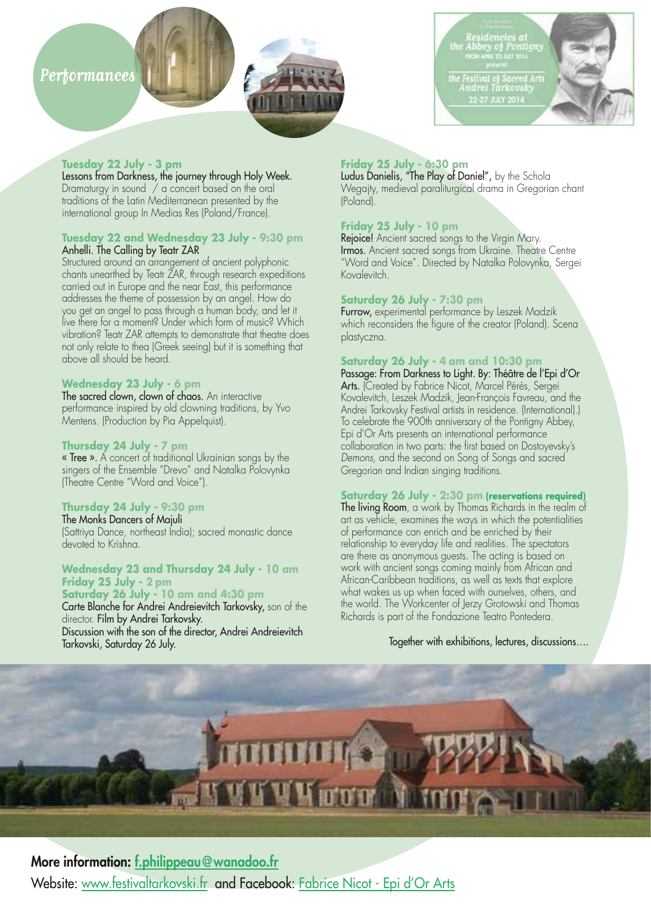# Performances

Residencies at the Abbey of Pontigny
FROM APRIL TO JULY 2014
present
the Festival of Sacred Arts Andrei Tarkovsky
22-27 JULY 2014

**Tuesday 22 July - 3 pm**
Lessons from Darkness, the journey through Holy Week.
Dramaturgy in sound / a concert based on the oral traditions of the Latin Mediterranean presented by the international group In Medias Res (Poland/France).

**Tuesday 22 and Wednesday 23 July - 9:30 pm**
Anhelli. The Calling by Teatr ZAR
Structured around an arrangement of ancient polyphonic chants unearthed by Teatr ZAR, through research expeditions carried out in Europe and the near East, this performance addresses the theme of possession by an angel. How do you get an angel to pass through a human body, and let it live there for a moment? Under which form of music? Which vibration? Teatr ZAR attempts to demonstrate that theatre does not only relate to thea (Greek seeing) but it is something that above all should be heard.

**Wednesday 23 July - 6 pm**
The sacred clown, clown of chaos. An interactive performance inspired by old clowning traditions, by Yvo Mentens. (Production by Pia Appelquist).

**Thursday 24 July - 7 pm**
« Tree ». A concert of traditional Ukrainian songs by the singers of the Ensemble "Drevo" and Natalka Polovynka (Theatre Centre "Word and Voice").

**Thursday 24 July - 9:30 pm**
The Monks Dancers of Majuli
(Sattriya Dance, northeast India); sacred monastic dance devoted to Krishna.

**Wednesday 23 and Thursday 24 July - 10 am**
**Friday 25 July - 2 pm**
**Saturday 26 July - 10 am and 4:30 pm**
Carte Blanche for Andrei Andreievitch Tarkovsky, son of the director. Film by Andrei Tarkovsky.
Discussion with the son of the director, Andrei Andreievitch Tarkovski, Saturday 26 July.

**Friday 25 July - 6:30 pm**
Ludus Danielis, "The Play of Daniel", by the Schola Wegajty, medieval paraliturgical drama in Gregorian chant (Poland).

**Friday 25 July - 10 pm**
Rejoice! Ancient sacred songs to the Virgin Mary.
Irmos. Ancient sacred songs from Ukraine. Theatre Centre "Word and Voice". Directed by Natalka Polovynka, Sergei Kovalevitch.

**Saturday 26 July - 7:30 pm**
Furrow, experimental performance by Leszek Madzik which reconsiders the figure of the creator (Poland). Scena plastyczna.

**Saturday 26 July - 4 am and 10:30 pm**
Passage: From Darkness to Light. By: Théâtre de l'Epi d'Or Arts. (Created by Fabrice Nicot, Marcel Pérès, Sergei Kovalevitch, Leszek Madzik, Jean-François Favreau, and the Andrei Tarkovsky Festival artists in residence. (International).)
To celebrate the 900th anniversary of the Pontigny Abbey, Epi d'Or Arts presents an international performance collaboration in two parts: the first based on Dostoyevsky's *Demons*, and the second on Song of Songs and sacred Gregorian and Indian singing traditions.

**Saturday 26 July - 2:30 pm (reservations required)**
The living Room, a work by Thomas Richards in the realm of art as vehicle, examines the ways in which the potentialities of performance can enrich and be enriched by their relationship to everyday life and realities. The spectators are there as anonymous guests. The acting is based on work with ancient songs coming mainly from African and African-Caribbean traditions, as well as texts that explore what wakes us up when faced with ourselves, others, and the world. The Workcenter of Jerzy Grotowski and Thomas Richards is part of the Fondazione Teatro Pontedera.

Together with exhibitions, lectures, discussions....

**More information: f.philippeau@wanadoo.fr**
Website: www.festivaltarkovski.fr and Facebook: Fabrice Nicot - Epi d'Or Arts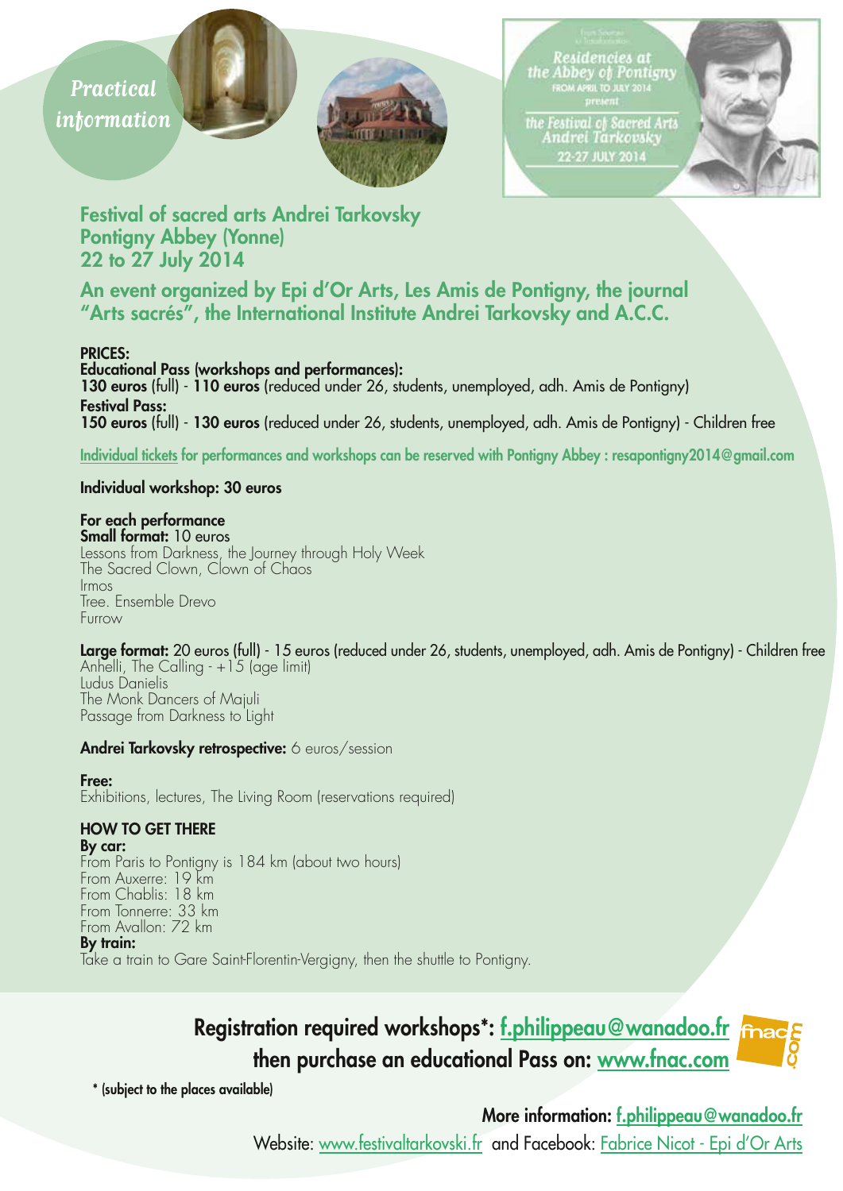## Practical information

Residencies at the Abbey of Pontigny FROM APRIL TO JULY 2014 present the Festival of Sacred Arts Andrei Tarkovsky 22-27 JULY 2014

## Festival of sacred arts Andrei Tarkovsky
## Pontigny Abbey (Yonne)
## 22 to 27 July 2014

### An event organized by Epi d'Or Arts, Les Amis de Pontigny, the journal "Arts sacrés", the International Institute Andrei Tarkovsky and A.C.C.

**PRICES:**

**Educational Pass (workshops and performances):**
**130 euros** (full) - **110 euros** (reduced under 26, students, unemployed, adh. Amis de Pontigny)

**Festival Pass:**
**150 euros** (full) - **130 euros** (reduced under 26, students, unemployed, adh. Amis de Pontigny) - Children free

**Individual tickets for performances and workshops can be reserved with Pontigny Abbey : resapontigny2014@gmail.com**

**Individual workshop: 30 euros**

**For each performance**
**Small format:** 10 euros
Lessons from Darkness, the Journey through Holy Week
The Sacred Clown, Clown of Chaos
Irmos
Tree. Ensemble Drevo
Furrow

**Large format:** 20 euros (full) - 15 euros (reduced under 26, students, unemployed, adh. Amis de Pontigny) - Children free
Anhelli, The Calling - +15 (age limit)
Ludus Danielis
The Monk Dancers of Majuli
Passage from Darkness to Light

**Andrei Tarkovsky retrospective:** 6 euros/session

**Free:**
Exhibitions, lectures, The Living Room (reservations required)

**HOW TO GET THERE**

**By car:**
From Paris to Pontigny is 184 km (about two hours)
From Auxerre: 19 km
From Chablis: 18 km
From Tonnerre: 33 km
From Avallon: 72 km

**By train:**
Take a train to Gare Saint-Florentin-Vergigny, then the shuttle to Pontigny.

**Registration required workshops*: f.philippeau@wanadoo.fr**
**then purchase an educational Pass on: www.fnac.com**

\* (subject to the places available)

**More information: f.philippeau@wanadoo.fr**

Website: www.festivaltarkovski.fr and Facebook: Fabrice Nicot - Epi d'Or Arts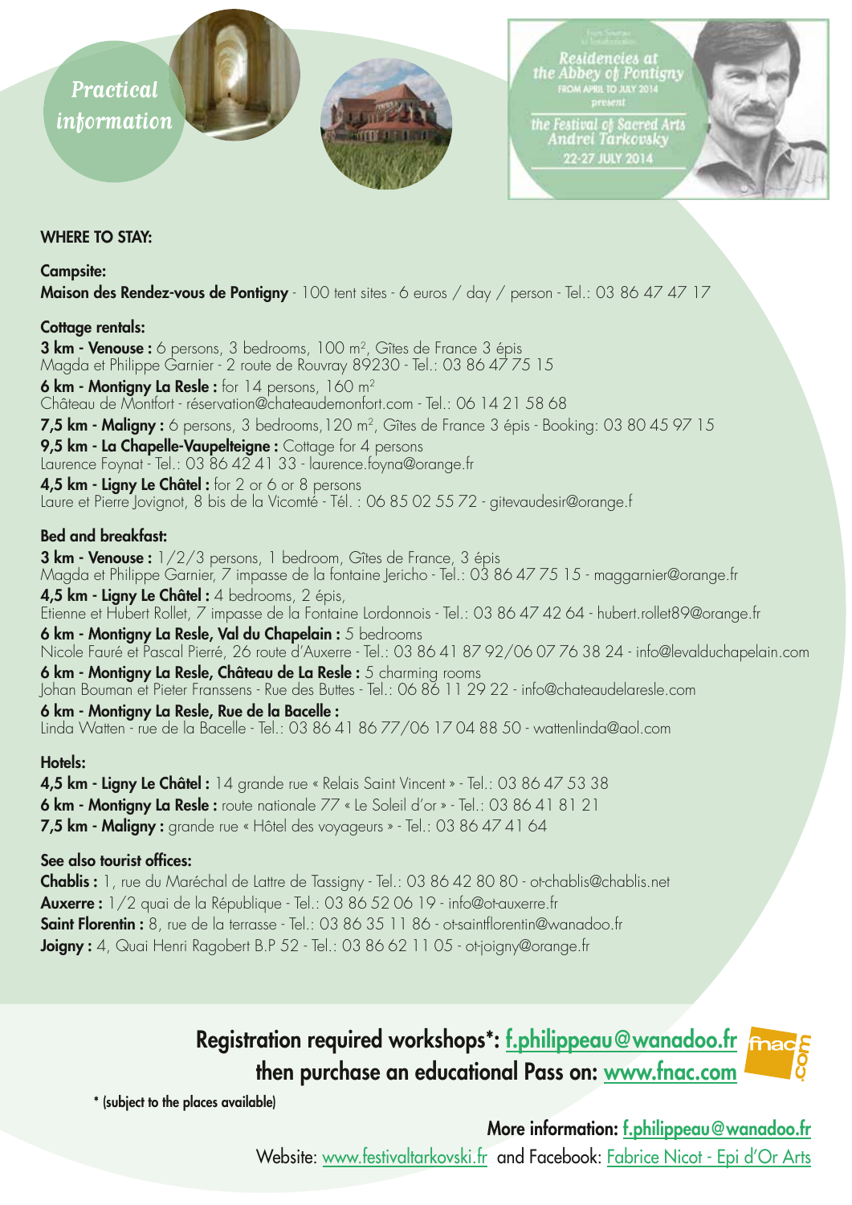## Practical information

Residencies at the Abbey of Pontigny
FROM APRIL TO JULY 2014
present
the Festival of Sacred Arts Andreï Tarkovsky
22-27 JULY 2014

### WHERE TO STAY:

**Campsite:**
**Maison des Rendez-vous de Pontigny** - 100 tent sites - 6 euros / day / person - Tel.: 03 86 47 47 17

**Cottage rentals:**
**3 km - Venouse :** 6 persons, 3 bedrooms, 100 m², Gîtes de France 3 épis
Magda et Philippe Garnier - 2 route de Rouvray 89230 - Tel.: 03 86 47 75 15
**6 km - Montigny La Resle :** for 14 persons, 160 m²
Château de Montfort - réservation@chateaudemonfort.com - Tel.: 06 14 21 58 68
**7,5 km - Maligny :** 6 persons, 3 bedrooms,120 m², Gîtes de France 3 épis - Booking: 03 80 45 97 15
**9,5 km - La Chapelle-Vaupelteigne :** Cottage for 4 persons
Laurence Foynat - Tel.: 03 86 42 41 33 - laurence.foyna@orange.fr
**4,5 km - Ligny Le Châtel :** for 2 or 6 or 8 persons
Laure et Pierre Jovignot, 8 bis de la Vicomté - Tél. : 06 85 02 55 72 - gitevaudesir@orange.f

**Bed and breakfast:**
**3 km - Venouse :** 1/2/3 persons, 1 bedroom, Gîtes de France, 3 épis
Magda et Philippe Garnier, 7 impasse de la fontaine Jericho - Tel.: 03 86 47 75 15 - maggarnier@orange.fr
**4,5 km - Ligny Le Châtel :** 4 bedrooms, 2 épis,
Etienne et Hubert Rollet, 7 impasse de la Fontaine Lordonnois - Tel.: 03 86 47 42 64 - hubert.rollet89@orange.fr
**6 km - Montigny La Resle, Val du Chapelain :** 5 bedrooms
Nicole Fauré et Pascal Pierré, 26 route d'Auxerre - Tel.: 03 86 41 87 92/06 07 76 38 24 - info@levalduchapelain.com
**6 km - Montigny La Resle, Château de La Resle :** 5 charming rooms
Johan Bouman et Pieter Franssens - Rue des Buttes - Tel.: 06 86 11 29 22 - info@chateaudelaresle.com
**6 km - Montigny La Resle, Rue de la Bacelle :**
Linda Watten - rue de la Bacelle - Tel.: 03 86 41 86 77/06 17 04 88 50 - wattenlinda@aol.com

**Hotels:**
**4,5 km - Ligny Le Châtel :** 14 grande rue « Relais Saint Vincent » - Tel.: 03 86 47 53 38
**6 km - Montigny La Resle :** route nationale 77 « Le Soleil d'or » - Tel.: 03 86 41 81 21
**7,5 km - Maligny :** grande rue « Hôtel des voyageurs » - Tel.: 03 86 47 41 64

**See also tourist offices:**
**Chablis :** 1, rue du Maréchal de Lattre de Tassigny - Tel.: 03 86 42 80 80 - ot-chablis@chablis.net
**Auxerre :** 1/2 quai de la République - Tel.: 03 86 52 06 19 - info@ot-auxerre.fr
**Saint Florentin :** 8, rue de la terrasse - Tel.: 03 86 35 11 86 - ot-saintflorentin@wanadoo.fr
**Joigny :** 4, Quai Henri Ragobert B.P 52 - Tel.: 03 86 62 11 05 - ot-joigny@orange.fr

**Registration required workshops*: f.philippeau@wanadoo.fr**
**then purchase an educational Pass on: www.fnac.com**

fnac.com

* (subject to the places available)

**More information: f.philippeau@wanadoo.fr**
Website: www.festivaltarkovski.fr and Facebook: Fabrice Nicot - Epi d'Or Arts